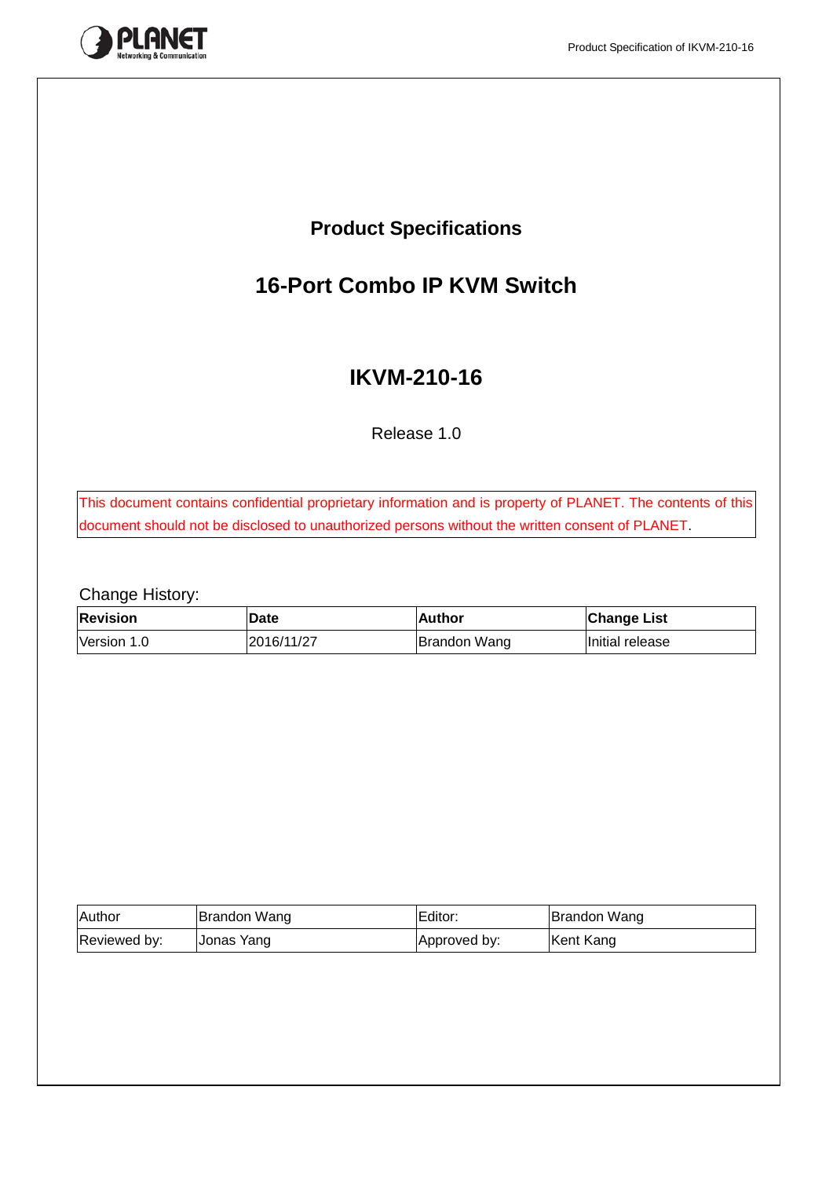# Product Specifications

## 16-Port Combo IP KVM Switch

## IKVM-210-16

Release 1.0

This document contains confidential proprietary information and is property of PLANET. The contents of this document should not be disclosed to unauthorized persons without the written consent of PLANET.

Change History:

| Revision | Date | Author | Change List |
|---|---|---|---|
| Version 1.0 | 2016/11/27 | Brandon Wang | Initial release |

| Author | Brandon Wang | Editor: | Brandon Wang |
|---|---|---|---|
| Reviewed by: | Jonas Yang | Approved by: | Kent Kang |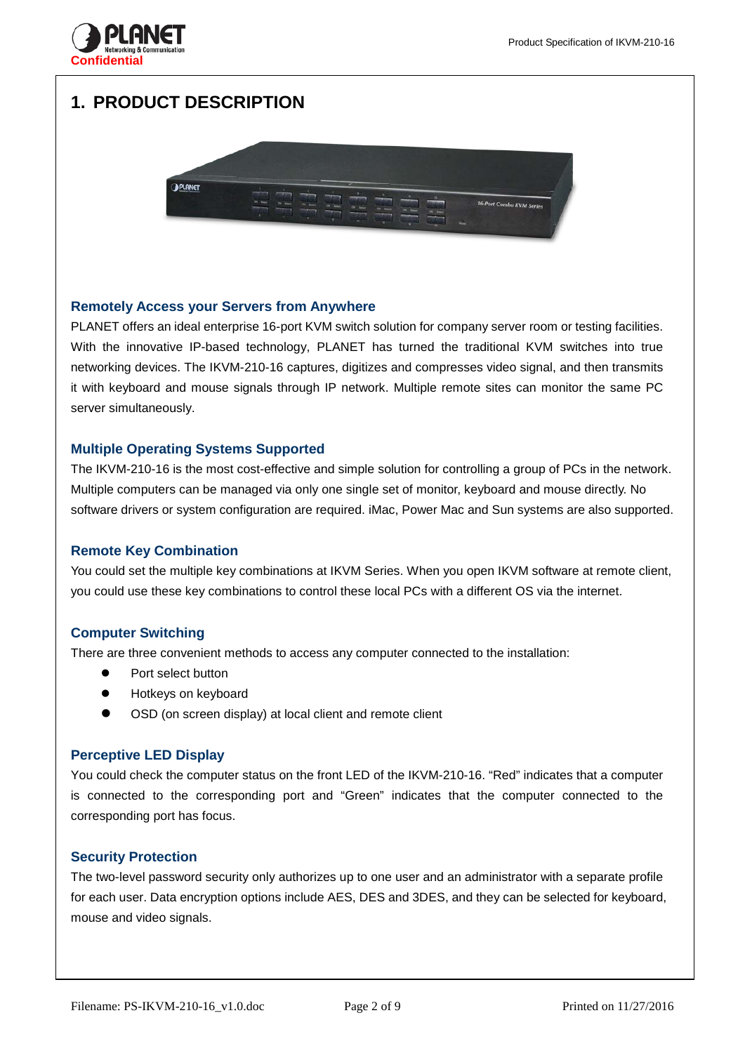# 1. PRODUCT DESCRIPTION

### Remotely Access your Servers from Anywhere

PLANET offers an ideal enterprise 16-port KVM switch solution for company server room or testing facilities. With the innovative IP-based technology, PLANET has turned the traditional KVM switches into true networking devices. The IKVM-210-16 captures, digitizes and compresses video signal, and then transmits it with keyboard and mouse signals through IP network. Multiple remote sites can monitor the same PC server simultaneously.

### Multiple Operating Systems Supported

The IKVM-210-16 is the most cost-effective and simple solution for controlling a group of PCs in the network. Multiple computers can be managed via only one single set of monitor, keyboard and mouse directly. No software drivers or system configuration are required. iMac, Power Mac and Sun systems are also supported.

### Remote Key Combination

You could set the multiple key combinations at IKVM Series. When you open IKVM software at remote client, you could use these key combinations to control these local PCs with a different OS via the internet.

### Computer Switching

There are three convenient methods to access any computer connected to the installation:

- Port select button
- Hotkeys on keyboard
- OSD (on screen display) at local client and remote client

### Perceptive LED Display

You could check the computer status on the front LED of the IKVM-210-16. “Red” indicates that a computer is connected to the corresponding port and “Green” indicates that the computer connected to the corresponding port has focus.

### Security Protection

The two-level password security only authorizes up to one user and an administrator with a separate profile for each user. Data encryption options include AES, DES and 3DES, and they can be selected for keyboard, mouse and video signals.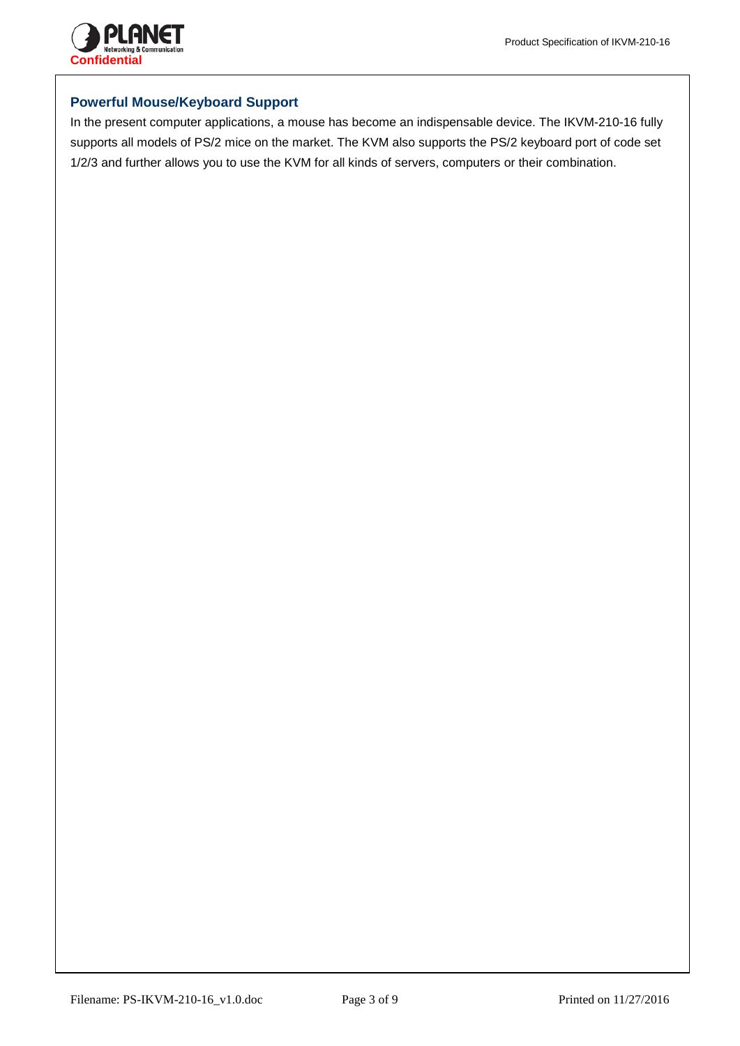## Powerful Mouse/Keyboard Support

In the present computer applications, a mouse has become an indispensable device. The IKVM-210-16 fully supports all models of PS/2 mice on the market. The KVM also supports the PS/2 keyboard port of code set 1/2/3 and further allows you to use the KVM for all kinds of servers, computers or their combination.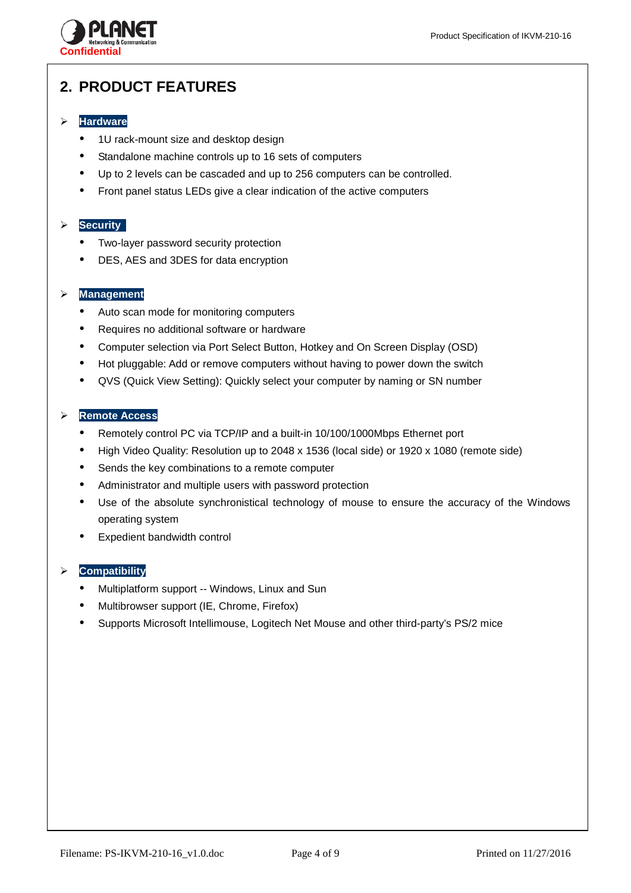## 2. PRODUCT FEATURES

- **Hardware**
  - 1U rack-mount size and desktop design
  - Standalone machine controls up to 16 sets of computers
  - Up to 2 levels can be cascaded and up to 256 computers can be controlled.
  - Front panel status LEDs give a clear indication of the active computers

- **Security**
  - Two-layer password security protection
  - DES, AES and 3DES for data encryption

- **Management**
  - Auto scan mode for monitoring computers
  - Requires no additional software or hardware
  - Computer selection via Port Select Button, Hotkey and On Screen Display (OSD)
  - Hot pluggable: Add or remove computers without having to power down the switch
  - QVS (Quick View Setting): Quickly select your computer by naming or SN number

- **Remote Access**
  - Remotely control PC via TCP/IP and a built-in 10/100/1000Mbps Ethernet port
  - High Video Quality: Resolution up to 2048 x 1536 (local side) or 1920 x 1080 (remote side)
  - Sends the key combinations to a remote computer
  - Administrator and multiple users with password protection
  - Use of the absolute synchronistical technology of mouse to ensure the accuracy of the Windows operating system
  - Expedient bandwidth control

- **Compatibility**
  - Multiplatform support -- Windows, Linux and Sun
  - Multibrowser support (IE, Chrome, Firefox)
  - Supports Microsoft Intellimouse, Logitech Net Mouse and other third-party's PS/2 mice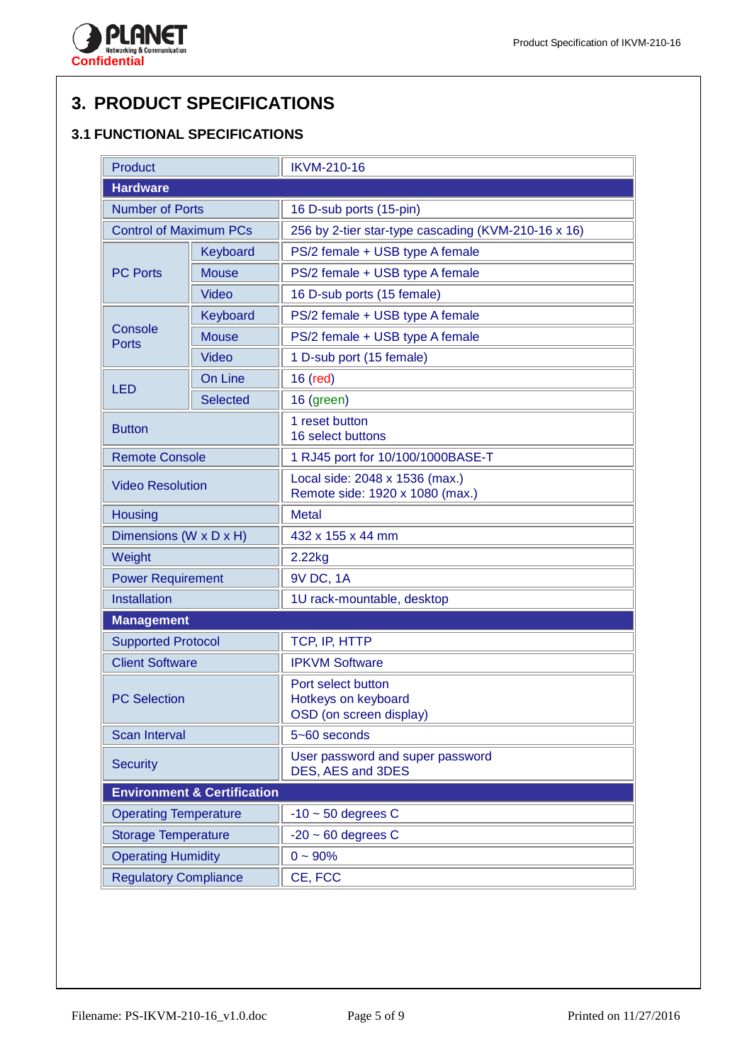# 3. PRODUCT SPECIFICATIONS

## 3.1 FUNCTIONAL SPECIFICATIONS

| Product | | IKVM-210-16 |
|---|---|---|
| **Hardware** | | |
| Number of Ports | | 16 D-sub ports (15-pin) |
| Control of Maximum PCs | | 256 by 2-tier star-type cascading (KVM-210-16 x 16) |
| PC Ports | Keyboard | PS/2 female + USB type A female |
| | Mouse | PS/2 female + USB type A female |
| | Video | 16 D-sub ports (15 female) |
| Console Ports | Keyboard | PS/2 female + USB type A female |
| | Mouse | PS/2 female + USB type A female |
| | Video | 1 D-sub port (15 female) |
| LED | On Line | 16 (red) |
| | Selected | 16 (green) |
| Button | | 1 reset button<br>16 select buttons |
| Remote Console | | 1 RJ45 port for 10/100/1000BASE-T |
| Video Resolution | | Local side: 2048 x 1536 (max.)<br>Remote side: 1920 x 1080 (max.) |
| Housing | | Metal |
| Dimensions (W x D x H) | | 432 x 155 x 44 mm |
| Weight | | 2.22kg |
| Power Requirement | | 9V DC, 1A |
| Installation | | 1U rack-mountable, desktop |
| **Management** | | |
| Supported Protocol | | TCP, IP, HTTP |
| Client Software | | IPKVM Software |
| PC Selection | | Port select button<br>Hotkeys on keyboard<br>OSD (on screen display) |
| Scan Interval | | 5~60 seconds |
| Security | | User password and super password<br>DES, AES and 3DES |
| **Environment & Certification** | | |
| Operating Temperature | | -10 ~ 50 degrees C |
| Storage Temperature | | -20 ~ 60 degrees C |
| Operating Humidity | | 0 ~ 90% |
| Regulatory Compliance | | CE, FCC |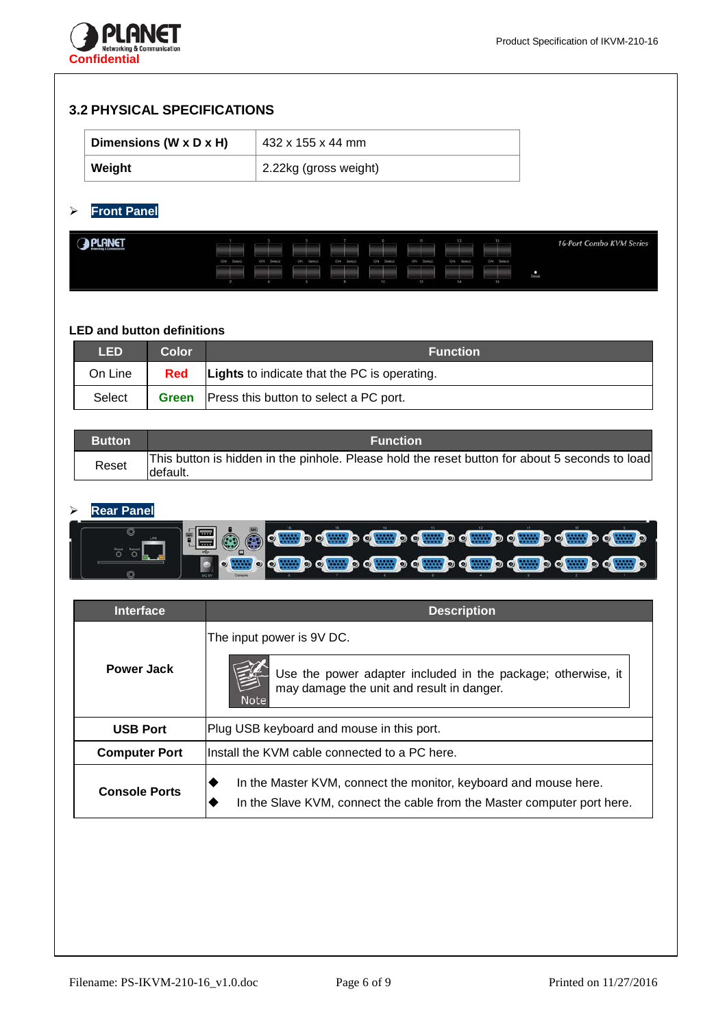## 3.2 PHYSICAL SPECIFICATIONS

| Dimensions (W x D x H) | 432 x 155 x 44 mm |
|---|---|
| **Weight** | 2.22kg (gross weight) |

- **Front Panel**

**LED and button definitions**

| LED | Color | Function |
|---|---|---|
| On Line | **Red** | **Lights** to indicate that the PC is operating. |
| Select | **Green** | Press this button to select a PC port. |

| Button | Function |
|---|---|
| Reset | This button is hidden in the pinhole. Please hold the reset button for about 5 seconds to load default. |

- **Rear Panel**

| Interface | Description |
|---|---|
| **Power Jack** | The input power is 9V DC.<br>Note: Use the power adapter included in the package; otherwise, it may damage the unit and result in danger. |
| **USB Port** | Plug USB keyboard and mouse in this port. |
| **Computer Port** | Install the KVM cable connected to a PC here. |
| **Console Ports** | ◆ In the Master KVM, connect the monitor, keyboard and mouse here.<br>◆ In the Slave KVM, connect the cable from the Master computer port here. |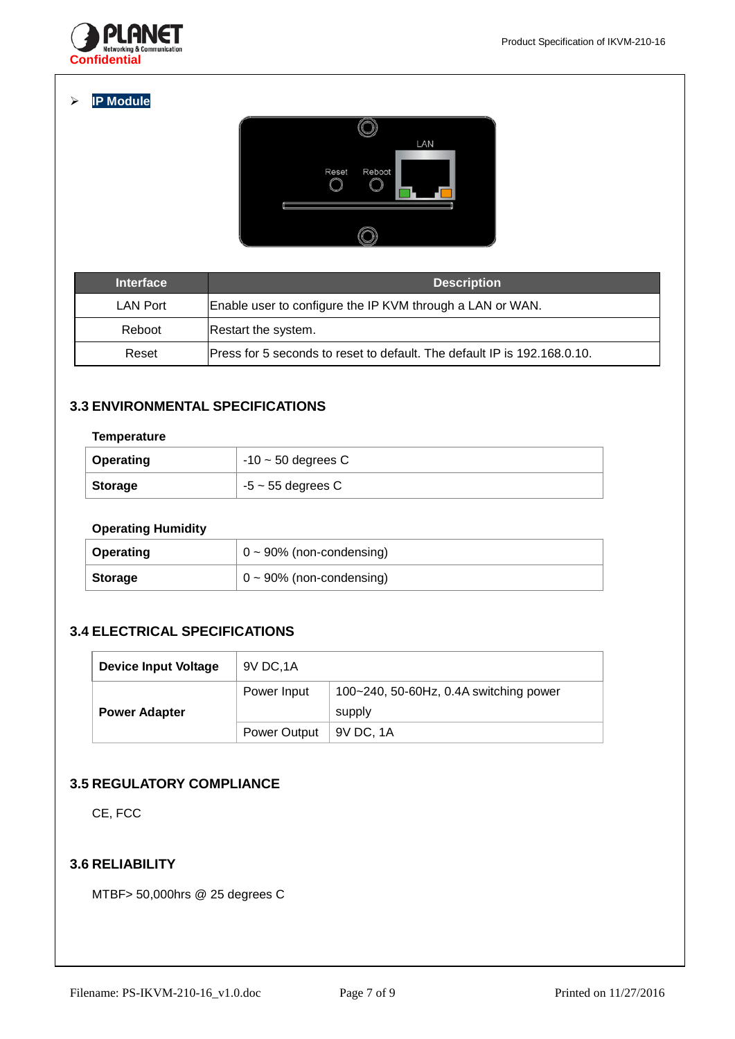- **IP Module**

| Interface | Description |
| --- | --- |
| LAN Port | Enable user to configure the IP KVM through a LAN or WAN. |
| Reboot | Restart the system. |
| Reset | Press for 5 seconds to reset to default. The default IP is 192.168.0.10. |

### 3.3 ENVIRONMENTAL SPECIFICATIONS

**Temperature**

| | |
| --- | --- |
| **Operating** | -10 ~ 50 degrees C |
| **Storage** | -5 ~ 55 degrees C |

**Operating Humidity**

| | |
| --- | --- |
| **Operating** | 0 ~ 90% (non-condensing) |
| **Storage** | 0 ~ 90% (non-condensing) |

### 3.4 ELECTRICAL SPECIFICATIONS

| | | |
| --- | --- | --- |
| **Device Input Voltage** | 9V DC,1A | |
| **Power Adapter** | Power Input | 100~240, 50-60Hz, 0.4A switching power supply |
| | Power Output | 9V DC, 1A |

### 3.5 REGULATORY COMPLIANCE

CE, FCC

### 3.6 RELIABILITY

MTBF> 50,000hrs @ 25 degrees C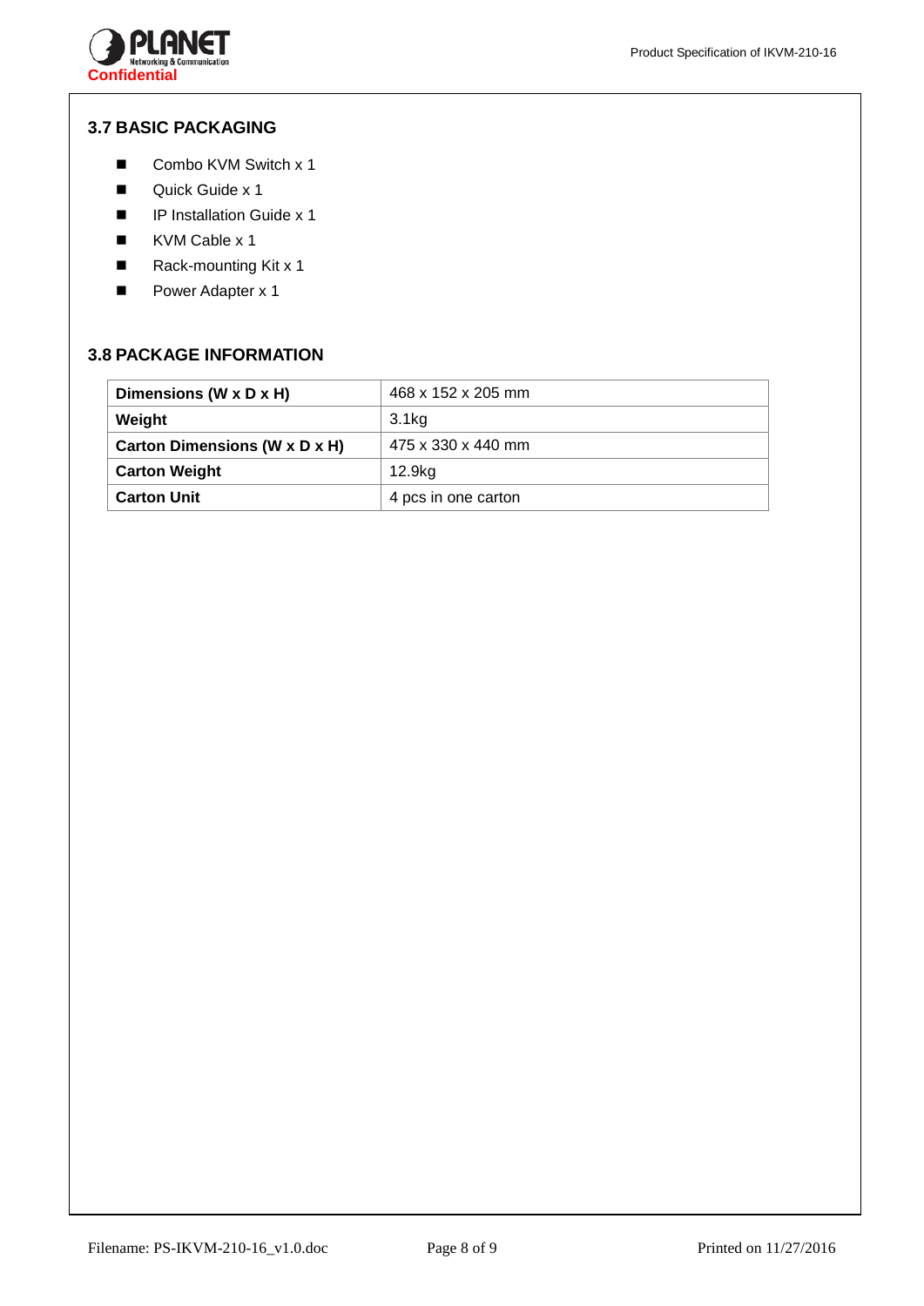### 3.7 BASIC PACKAGING

- Combo KVM Switch x 1
- Quick Guide x 1
- IP Installation Guide x 1
- KVM Cable x 1
- Rack-mounting Kit x 1
- Power Adapter x 1

### 3.8 PACKAGE INFORMATION

| | |
|---|---|
| **Dimensions (W x D x H)** | 468 x 152 x 205 mm |
| **Weight** | 3.1kg |
| **Carton Dimensions (W x D x H)** | 475 x 330 x 440 mm |
| **Carton Weight** | 12.9kg |
| **Carton Unit** | 4 pcs in one carton |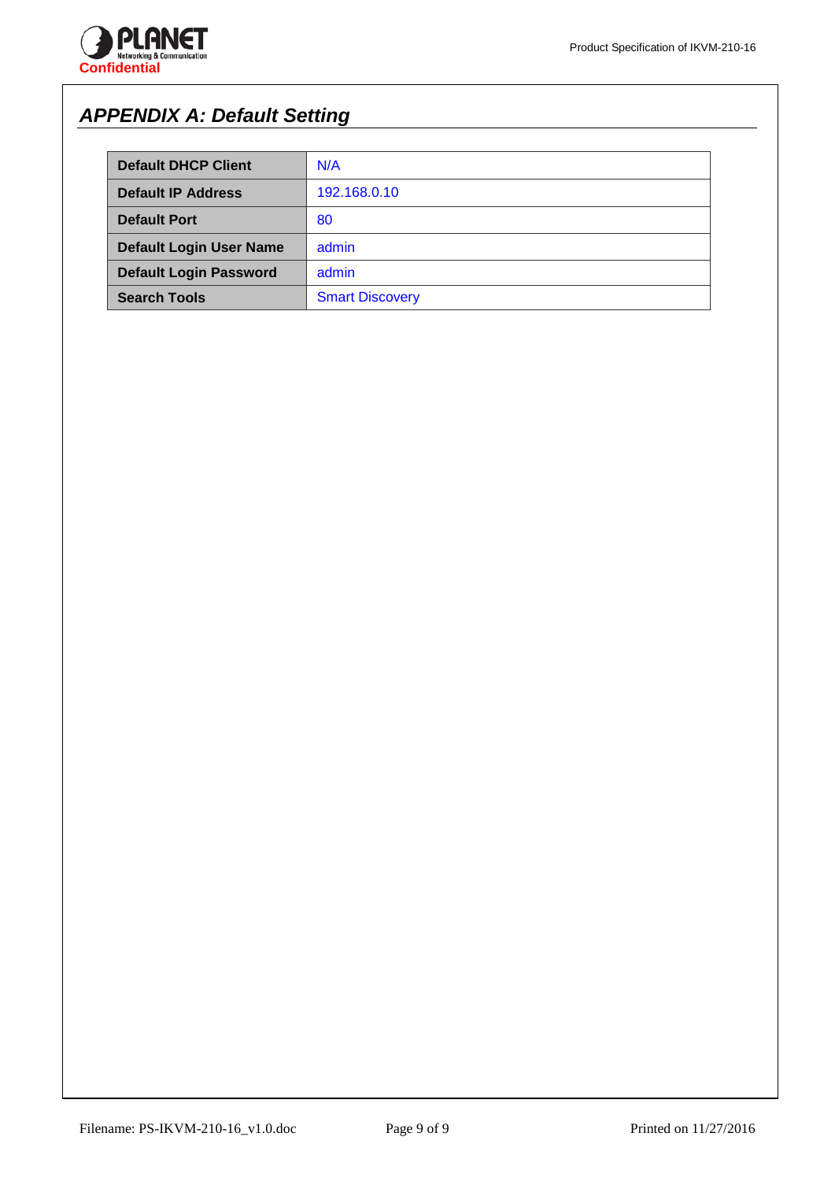## *APPENDIX A: Default Setting*

| | |
|---|---|
| **Default DHCP Client** | N/A |
| **Default IP Address** | 192.168.0.10 |
| **Default Port** | 80 |
| **Default Login User Name** | admin |
| **Default Login Password** | admin |
| **Search Tools** | Smart Discovery |